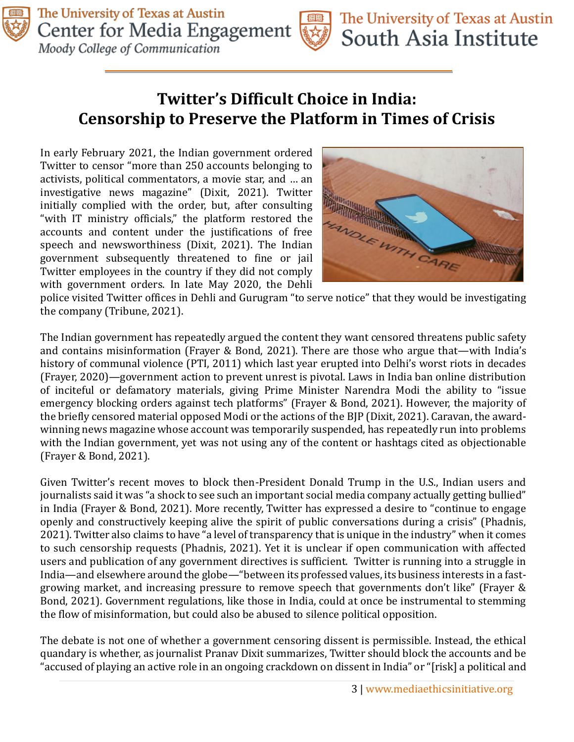# Twitter's Difficult Choice in India: Censorship to Preserve the Platform in Times of Crisis

In early February 2021, the Indian government ordered Twitter to censor "more than 250 accounts belonging to activists, political commentators, a movie star, and … an investigative news magazine" (Dixit, 2021). Twitter initially complied with the order, but, after consulting "with IT ministry officials," the platform restored the accounts and content under the justifications of free speech and newsworthiness (Dixit, 2021). The Indian government subsequently threatened to fine or jail Twitter employees in the country if they did not comply with government orders. In late May 2020, the Dehli police visited Twitter offices in Dehli and Gurugram "to serve notice" that they would be investigating the company (Tribune, 2021).

The Indian government has repeatedly argued the content they want censored threatens public safety and contains misinformation (Frayer & Bond, 2021). There are those who argue that—with India's history of communal violence (PTI, 2011) which last year erupted into Delhi's worst riots in decades (Frayer, 2020)—government action to prevent unrest is pivotal. Laws in India ban online distribution of inciteful or defamatory materials, giving Prime Minister Narendra Modi the ability to "issue emergency blocking orders against tech platforms" (Frayer & Bond, 2021). However, the majority of the briefly censored material opposed Modi or the actions of the BJP (Dixit, 2021). Caravan, the award-winning news magazine whose account was temporarily suspended, has repeatedly run into problems with the Indian government, yet was not using any of the content or hashtags cited as objectionable (Frayer & Bond, 2021).

Given Twitter's recent moves to block then-President Donald Trump in the U.S., Indian users and journalists said it was "a shock to see such an important social media company actually getting bullied" in India (Frayer & Bond, 2021). More recently, Twitter has expressed a desire to "continue to engage openly and constructively keeping alive the spirit of public conversations during a crisis" (Phadnis, 2021). Twitter also claims to have "a level of transparency that is unique in the industry" when it comes to such censorship requests (Phadnis, 2021). Yet it is unclear if open communication with affected users and publication of any government directives is sufficient. Twitter is running into a struggle in India—and elsewhere around the globe—"between its professed values, its business interests in a fast-growing market, and increasing pressure to remove speech that governments don't like" (Frayer & Bond, 2021). Government regulations, like those in India, could at once be instrumental to stemming the flow of misinformation, but could also be abused to silence political opposition.

The debate is not one of whether a government censoring dissent is permissible. Instead, the ethical quandary is whether, as journalist Pranav Dixit summarizes, Twitter should block the accounts and be "accused of playing an active role in an ongoing crackdown on dissent in India" or "[risk] a political and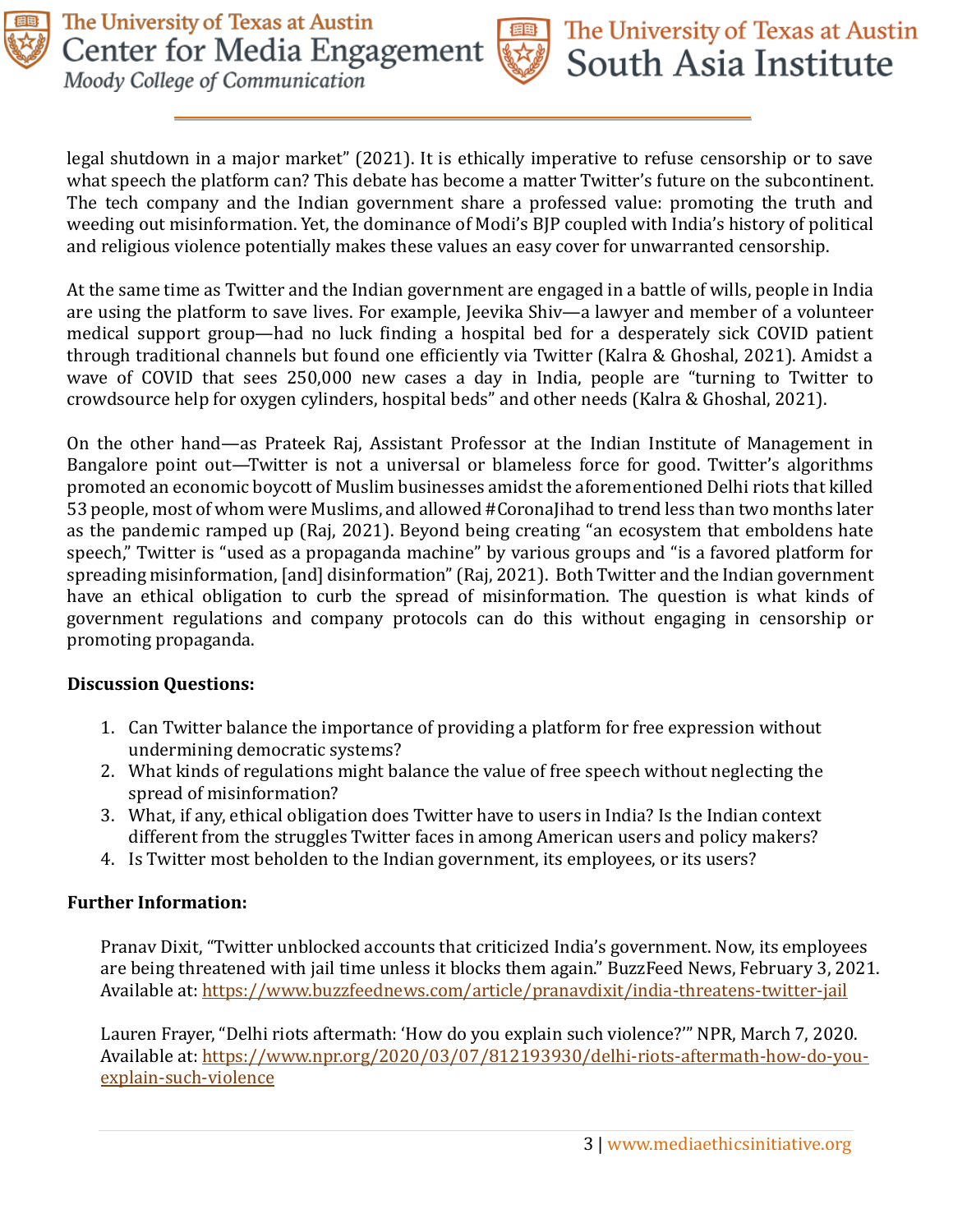legal shutdown in a major market" (2021). It is ethically imperative to refuse censorship or to save what speech the platform can? This debate has become a matter Twitter's future on the subcontinent. The tech company and the Indian government share a professed value: promoting the truth and weeding out misinformation. Yet, the dominance of Modi's BJP coupled with India's history of political and religious violence potentially makes these values an easy cover for unwarranted censorship.

At the same time as Twitter and the Indian government are engaged in a battle of wills, people in India are using the platform to save lives. For example, Jeevika Shiv—a lawyer and member of a volunteer medical support group—had no luck finding a hospital bed for a desperately sick COVID patient through traditional channels but found one efficiently via Twitter (Kalra & Ghoshal, 2021). Amidst a wave of COVID that sees 250,000 new cases a day in India, people are "turning to Twitter to crowdsource help for oxygen cylinders, hospital beds" and other needs (Kalra & Ghoshal, 2021).

On the other hand—as Prateek Raj, Assistant Professor at the Indian Institute of Management in Bangalore point out—Twitter is not a universal or blameless force for good. Twitter's algorithms promoted an economic boycott of Muslim businesses amidst the aforementioned Delhi riots that killed 53 people, most of whom were Muslims, and allowed #CoronaJihad to trend less than two months later as the pandemic ramped up (Raj, 2021). Beyond being creating "an ecosystem that emboldens hate speech," Twitter is "used as a propaganda machine" by various groups and "is a favored platform for spreading misinformation, [and] disinformation" (Raj, 2021). Both Twitter and the Indian government have an ethical obligation to curb the spread of misinformation. The question is what kinds of government regulations and company protocols can do this without engaging in censorship or promoting propaganda.

**Discussion Questions:**

1. Can Twitter balance the importance of providing a platform for free expression without undermining democratic systems?
2. What kinds of regulations might balance the value of free speech without neglecting the spread of misinformation?
3. What, if any, ethical obligation does Twitter have to users in India? Is the Indian context different from the struggles Twitter faces in among American users and policy makers?
4. Is Twitter most beholden to the Indian government, its employees, or its users?

**Further Information:**

Pranav Dixit, "Twitter unblocked accounts that criticized India's government. Now, its employees are being threatened with jail time unless it blocks them again." BuzzFeed News, February 3, 2021. Available at: https://www.buzzfeednews.com/article/pranavdixit/india-threatens-twitter-jail

Lauren Frayer, "Delhi riots aftermath: 'How do you explain such violence?'" NPR, March 7, 2020. Available at: https://www.npr.org/2020/03/07/812193930/delhi-riots-aftermath-how-do-you-explain-such-violence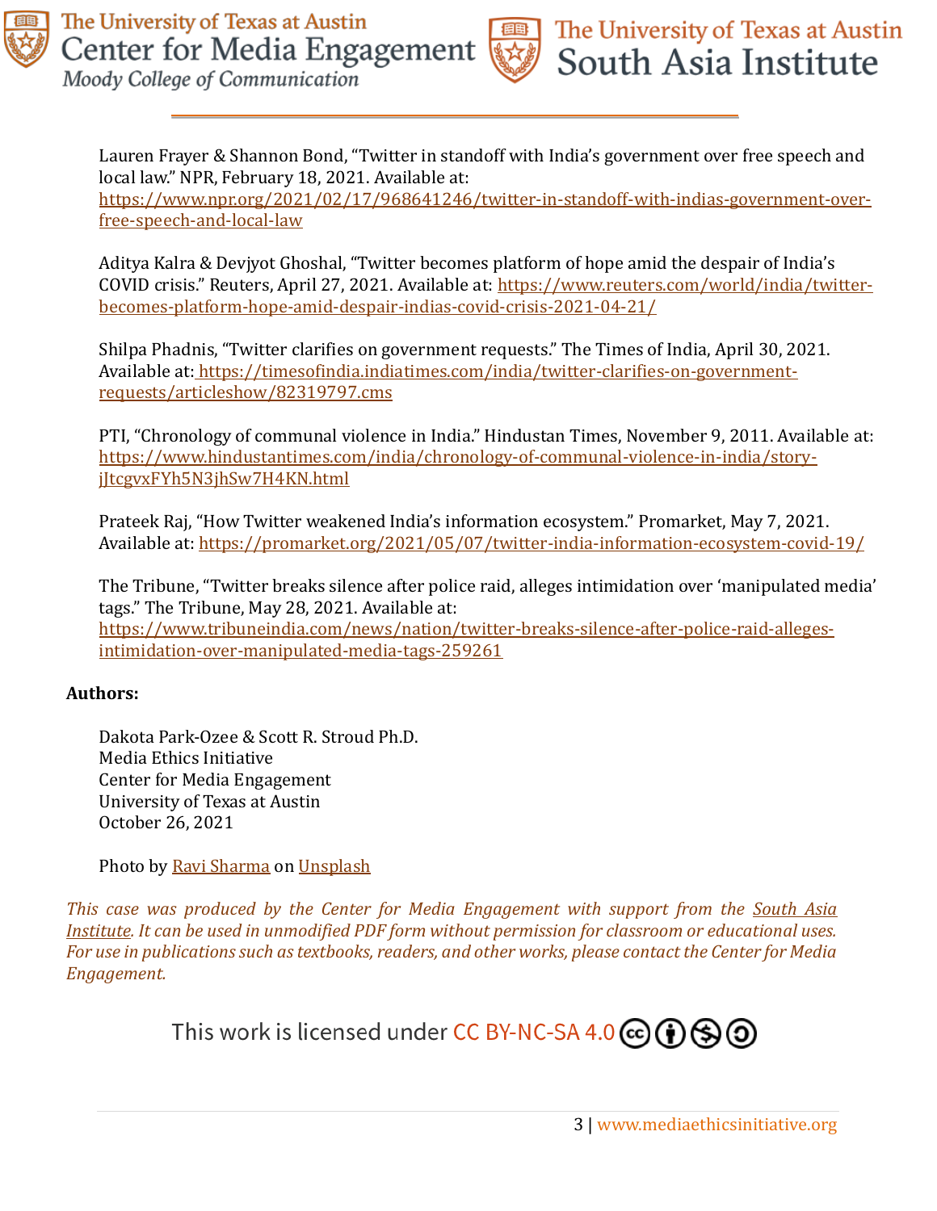Lauren Frayer & Shannon Bond, "Twitter in standoff with India's government over free speech and local law." NPR, February 18, 2021. Available at: https://www.npr.org/2021/02/17/968641246/twitter-in-standoff-with-indias-government-over-free-speech-and-local-law

Aditya Kalra & Devjyot Ghoshal, "Twitter becomes platform of hope amid the despair of India's COVID crisis." Reuters, April 27, 2021. Available at: https://www.reuters.com/world/india/twitter-becomes-platform-hope-amid-despair-indias-covid-crisis-2021-04-21/

Shilpa Phadnis, "Twitter clarifies on government requests." The Times of India, April 30, 2021. Available at: https://timesofindia.indiatimes.com/india/twitter-clarifies-on-government-requests/articleshow/82319797.cms

PTI, "Chronology of communal violence in India." Hindustan Times, November 9, 2011. Available at: https://www.hindustantimes.com/india/chronology-of-communal-violence-in-india/story-jJtcgvxFYh5N3jhSw7H4KN.html

Prateek Raj, "How Twitter weakened India's information ecosystem." Promarket, May 7, 2021. Available at: https://promarket.org/2021/05/07/twitter-india-information-ecosystem-covid-19/

The Tribune, "Twitter breaks silence after police raid, alleges intimidation over 'manipulated media' tags." The Tribune, May 28, 2021. Available at: https://www.tribuneindia.com/news/nation/twitter-breaks-silence-after-police-raid-alleges-intimidation-over-manipulated-media-tags-259261

**Authors:**

Dakota Park-Ozee & Scott R. Stroud Ph.D.
Media Ethics Initiative
Center for Media Engagement
University of Texas at Austin
October 26, 2021

Photo by Ravi Sharma on Unsplash

*This case was produced by the Center for Media Engagement with support from the South Asia Institute. It can be used in unmodified PDF form without permission for classroom or educational uses. For use in publications such as textbooks, readers, and other works, please contact the Center for Media Engagement.*

This work is licensed under CC BY-NC-SA 4.0